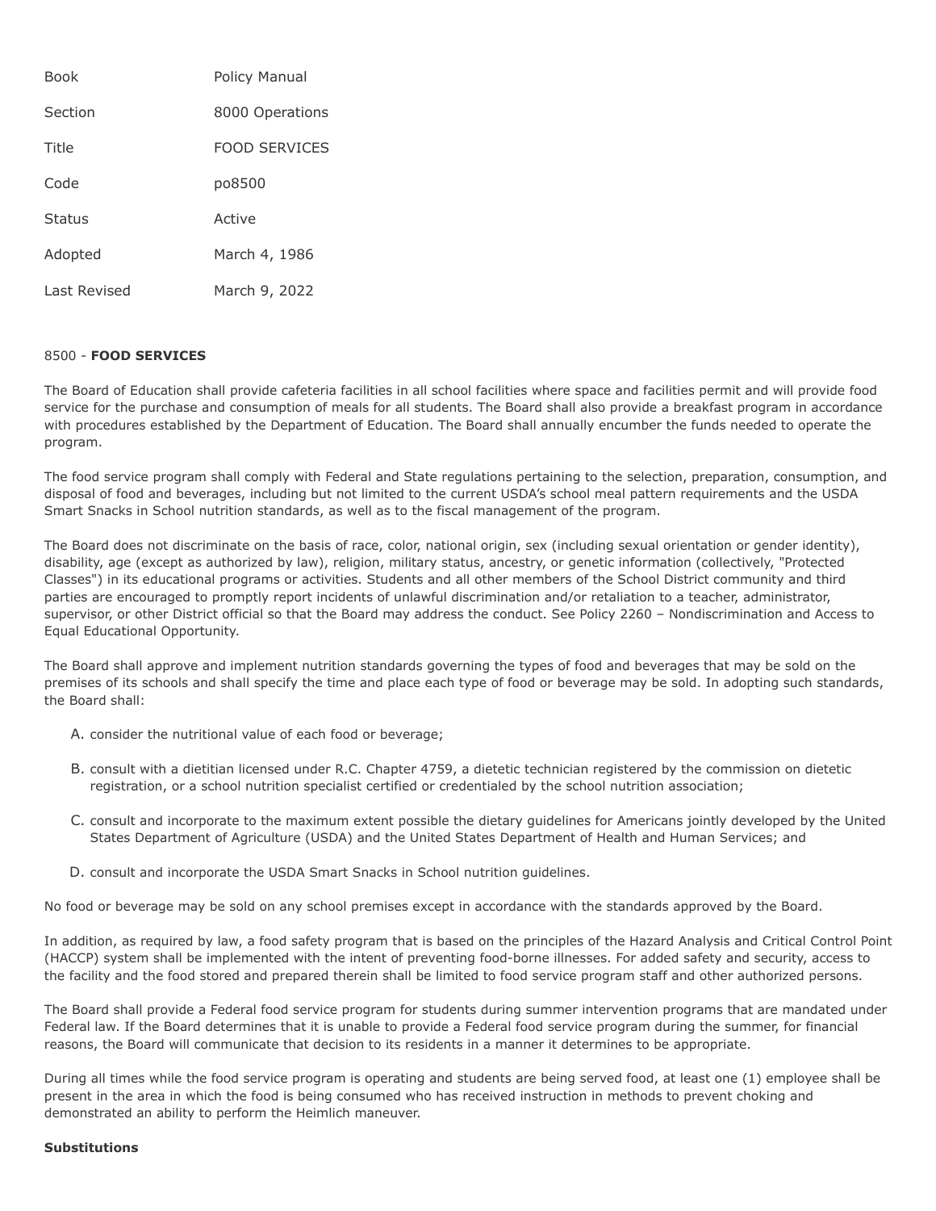| | |
|---|---|
| Book | Policy Manual |
| Section | 8000 Operations |
| Title | FOOD SERVICES |
| Code | po8500 |
| Status | Active |
| Adopted | March 4, 1986 |
| Last Revised | March 9, 2022 |

8500 - **FOOD SERVICES**

The Board of Education shall provide cafeteria facilities in all school facilities where space and facilities permit and will provide food service for the purchase and consumption of meals for all students. The Board shall also provide a breakfast program in accordance with procedures established by the Department of Education. The Board shall annually encumber the funds needed to operate the program.

The food service program shall comply with Federal and State regulations pertaining to the selection, preparation, consumption, and disposal of food and beverages, including but not limited to the current USDA's school meal pattern requirements and the USDA Smart Snacks in School nutrition standards, as well as to the fiscal management of the program.

The Board does not discriminate on the basis of race, color, national origin, sex (including sexual orientation or gender identity), disability, age (except as authorized by law), religion, military status, ancestry, or genetic information (collectively, "Protected Classes") in its educational programs or activities. Students and all other members of the School District community and third parties are encouraged to promptly report incidents of unlawful discrimination and/or retaliation to a teacher, administrator, supervisor, or other District official so that the Board may address the conduct. See Policy 2260 – Nondiscrimination and Access to Equal Educational Opportunity.

The Board shall approve and implement nutrition standards governing the types of food and beverages that may be sold on the premises of its schools and shall specify the time and place each type of food or beverage may be sold. In adopting such standards, the Board shall:

A. consider the nutritional value of each food or beverage;

B. consult with a dietitian licensed under R.C. Chapter 4759, a dietetic technician registered by the commission on dietetic registration, or a school nutrition specialist certified or credentialed by the school nutrition association;

C. consult and incorporate to the maximum extent possible the dietary guidelines for Americans jointly developed by the United States Department of Agriculture (USDA) and the United States Department of Health and Human Services; and

D. consult and incorporate the USDA Smart Snacks in School nutrition guidelines.

No food or beverage may be sold on any school premises except in accordance with the standards approved by the Board.

In addition, as required by law, a food safety program that is based on the principles of the Hazard Analysis and Critical Control Point (HACCP) system shall be implemented with the intent of preventing food-borne illnesses. For added safety and security, access to the facility and the food stored and prepared therein shall be limited to food service program staff and other authorized persons.

The Board shall provide a Federal food service program for students during summer intervention programs that are mandated under Federal law. If the Board determines that it is unable to provide a Federal food service program during the summer, for financial reasons, the Board will communicate that decision to its residents in a manner it determines to be appropriate.

During all times while the food service program is operating and students are being served food, at least one (1) employee shall be present in the area in which the food is being consumed who has received instruction in methods to prevent choking and demonstrated an ability to perform the Heimlich maneuver.

**Substitutions**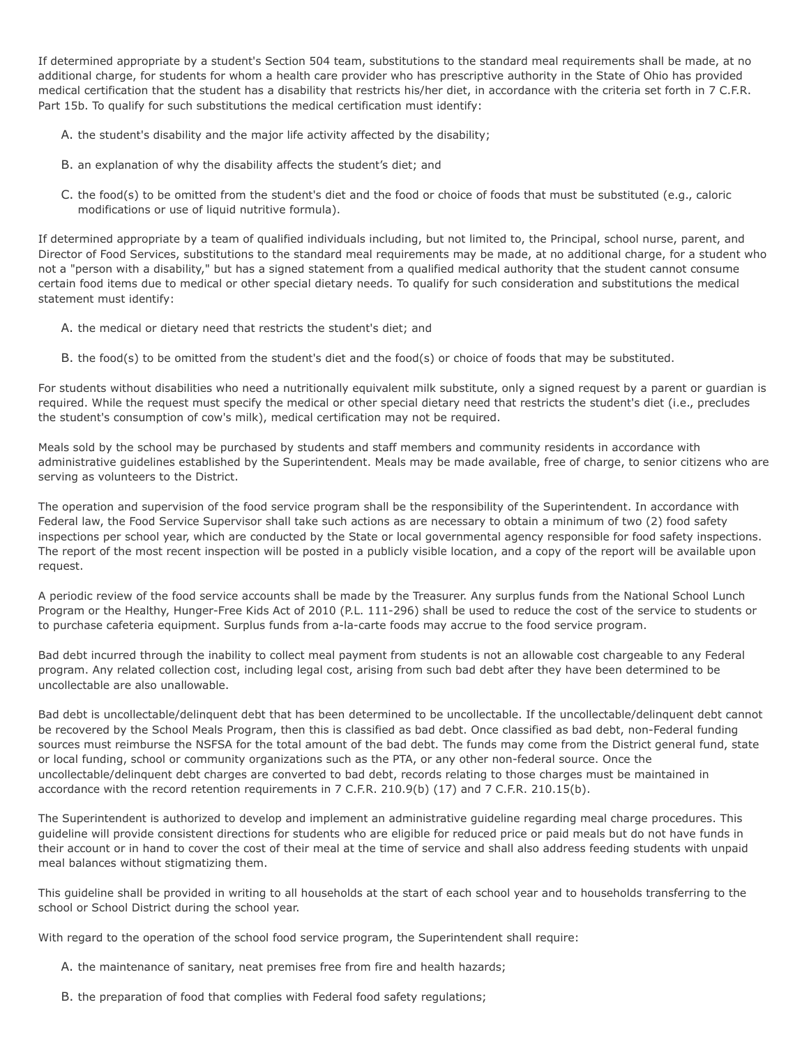If determined appropriate by a student's Section 504 team, substitutions to the standard meal requirements shall be made, at no additional charge, for students for whom a health care provider who has prescriptive authority in the State of Ohio has provided medical certification that the student has a disability that restricts his/her diet, in accordance with the criteria set forth in 7 C.F.R. Part 15b. To qualify for such substitutions the medical certification must identify:

A. the student's disability and the major life activity affected by the disability;

B. an explanation of why the disability affects the student's diet; and

C. the food(s) to be omitted from the student's diet and the food or choice of foods that must be substituted (e.g., caloric modifications or use of liquid nutritive formula).

If determined appropriate by a team of qualified individuals including, but not limited to, the Principal, school nurse, parent, and Director of Food Services, substitutions to the standard meal requirements may be made, at no additional charge, for a student who not a "person with a disability," but has a signed statement from a qualified medical authority that the student cannot consume certain food items due to medical or other special dietary needs. To qualify for such consideration and substitutions the medical statement must identify:

A. the medical or dietary need that restricts the student's diet; and

B. the food(s) to be omitted from the student's diet and the food(s) or choice of foods that may be substituted.

For students without disabilities who need a nutritionally equivalent milk substitute, only a signed request by a parent or guardian is required. While the request must specify the medical or other special dietary need that restricts the student's diet (i.e., precludes the student's consumption of cow's milk), medical certification may not be required.

Meals sold by the school may be purchased by students and staff members and community residents in accordance with administrative guidelines established by the Superintendent. Meals may be made available, free of charge, to senior citizens who are serving as volunteers to the District.

The operation and supervision of the food service program shall be the responsibility of the Superintendent. In accordance with Federal law, the Food Service Supervisor shall take such actions as are necessary to obtain a minimum of two (2) food safety inspections per school year, which are conducted by the State or local governmental agency responsible for food safety inspections. The report of the most recent inspection will be posted in a publicly visible location, and a copy of the report will be available upon request.

A periodic review of the food service accounts shall be made by the Treasurer. Any surplus funds from the National School Lunch Program or the Healthy, Hunger-Free Kids Act of 2010 (P.L. 111-296) shall be used to reduce the cost of the service to students or to purchase cafeteria equipment. Surplus funds from a-la-carte foods may accrue to the food service program.

Bad debt incurred through the inability to collect meal payment from students is not an allowable cost chargeable to any Federal program. Any related collection cost, including legal cost, arising from such bad debt after they have been determined to be uncollectable are also unallowable.

Bad debt is uncollectable/delinquent debt that has been determined to be uncollectable. If the uncollectable/delinquent debt cannot be recovered by the School Meals Program, then this is classified as bad debt. Once classified as bad debt, non-Federal funding sources must reimburse the NSFSA for the total amount of the bad debt. The funds may come from the District general fund, state or local funding, school or community organizations such as the PTA, or any other non-federal source. Once the uncollectable/delinquent debt charges are converted to bad debt, records relating to those charges must be maintained in accordance with the record retention requirements in 7 C.F.R. 210.9(b) (17) and 7 C.F.R. 210.15(b).

The Superintendent is authorized to develop and implement an administrative guideline regarding meal charge procedures. This guideline will provide consistent directions for students who are eligible for reduced price or paid meals but do not have funds in their account or in hand to cover the cost of their meal at the time of service and shall also address feeding students with unpaid meal balances without stigmatizing them.

This guideline shall be provided in writing to all households at the start of each school year and to households transferring to the school or School District during the school year.

With regard to the operation of the school food service program, the Superintendent shall require:

A. the maintenance of sanitary, neat premises free from fire and health hazards;

B. the preparation of food that complies with Federal food safety regulations;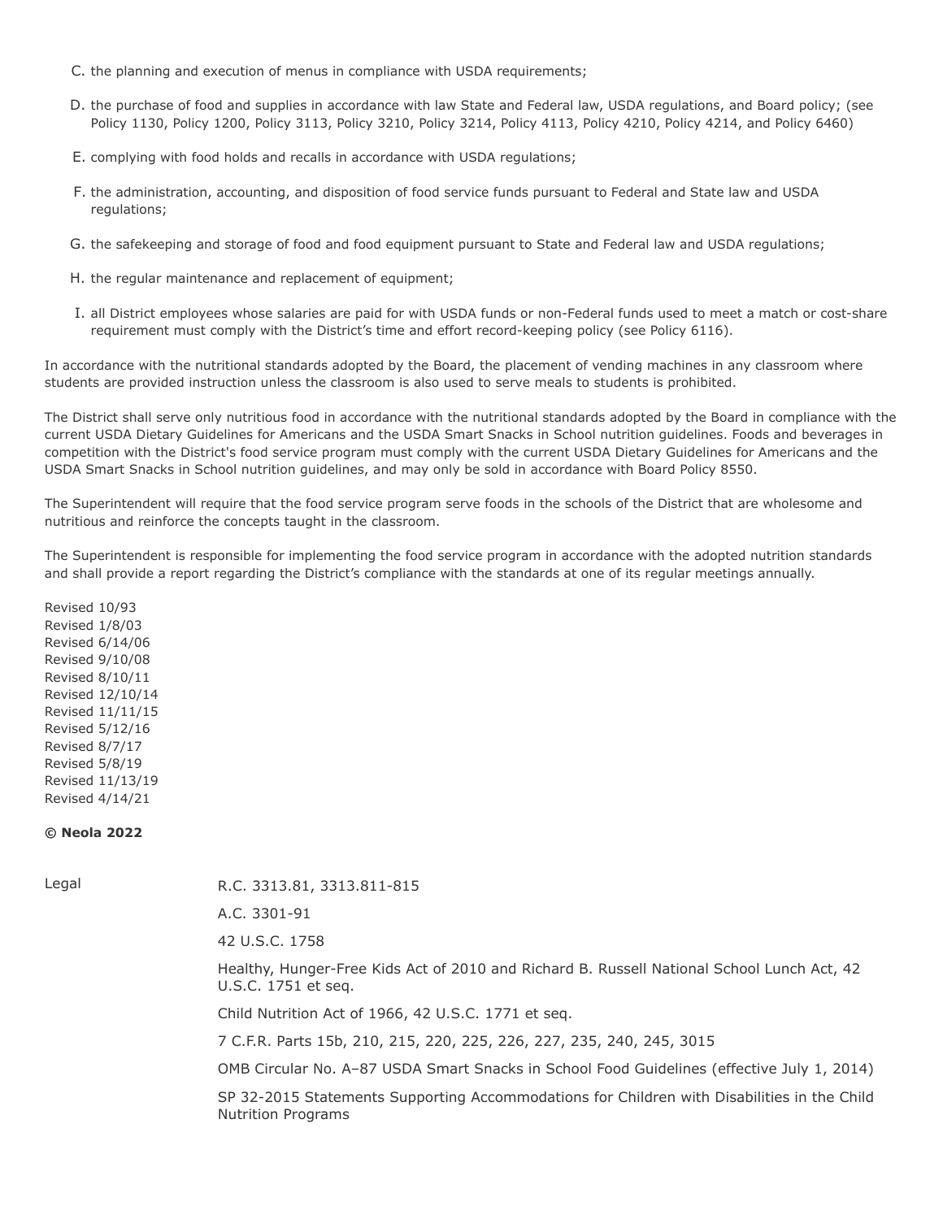C. the planning and execution of menus in compliance with USDA requirements;

D. the purchase of food and supplies in accordance with law State and Federal law, USDA regulations, and Board policy; (see Policy 1130, Policy 1200, Policy 3113, Policy 3210, Policy 3214, Policy 4113, Policy 4210, Policy 4214, and Policy 6460)

E. complying with food holds and recalls in accordance with USDA regulations;

F. the administration, accounting, and disposition of food service funds pursuant to Federal and State law and USDA regulations;

G. the safekeeping and storage of food and food equipment pursuant to State and Federal law and USDA regulations;

H. the regular maintenance and replacement of equipment;

I. all District employees whose salaries are paid for with USDA funds or non-Federal funds used to meet a match or cost-share requirement must comply with the District's time and effort record-keeping policy (see Policy 6116).

In accordance with the nutritional standards adopted by the Board, the placement of vending machines in any classroom where students are provided instruction unless the classroom is also used to serve meals to students is prohibited.

The District shall serve only nutritious food in accordance with the nutritional standards adopted by the Board in compliance with the current USDA Dietary Guidelines for Americans and the USDA Smart Snacks in School nutrition guidelines. Foods and beverages in competition with the District's food service program must comply with the current USDA Dietary Guidelines for Americans and the USDA Smart Snacks in School nutrition guidelines, and may only be sold in accordance with Board Policy 8550.

The Superintendent will require that the food service program serve foods in the schools of the District that are wholesome and nutritious and reinforce the concepts taught in the classroom.

The Superintendent is responsible for implementing the food service program in accordance with the adopted nutrition standards and shall provide a report regarding the District's compliance with the standards at one of its regular meetings annually.

Revised 10/93
Revised 1/8/03
Revised 6/14/06
Revised 9/10/08
Revised 8/10/11
Revised 12/10/14
Revised 11/11/15
Revised 5/12/16
Revised 8/7/17
Revised 5/8/19
Revised 11/13/19
Revised 4/14/21

**© Neola 2022**

Legal

R.C. 3313.81, 3313.811-815

A.C. 3301-91

42 U.S.C. 1758

Healthy, Hunger-Free Kids Act of 2010 and Richard B. Russell National School Lunch Act, 42 U.S.C. 1751 et seq.

Child Nutrition Act of 1966, 42 U.S.C. 1771 et seq.

7 C.F.R. Parts 15b, 210, 215, 220, 225, 226, 227, 235, 240, 245, 3015

OMB Circular No. A–87 USDA Smart Snacks in School Food Guidelines (effective July 1, 2014)

SP 32-2015 Statements Supporting Accommodations for Children with Disabilities in the Child Nutrition Programs